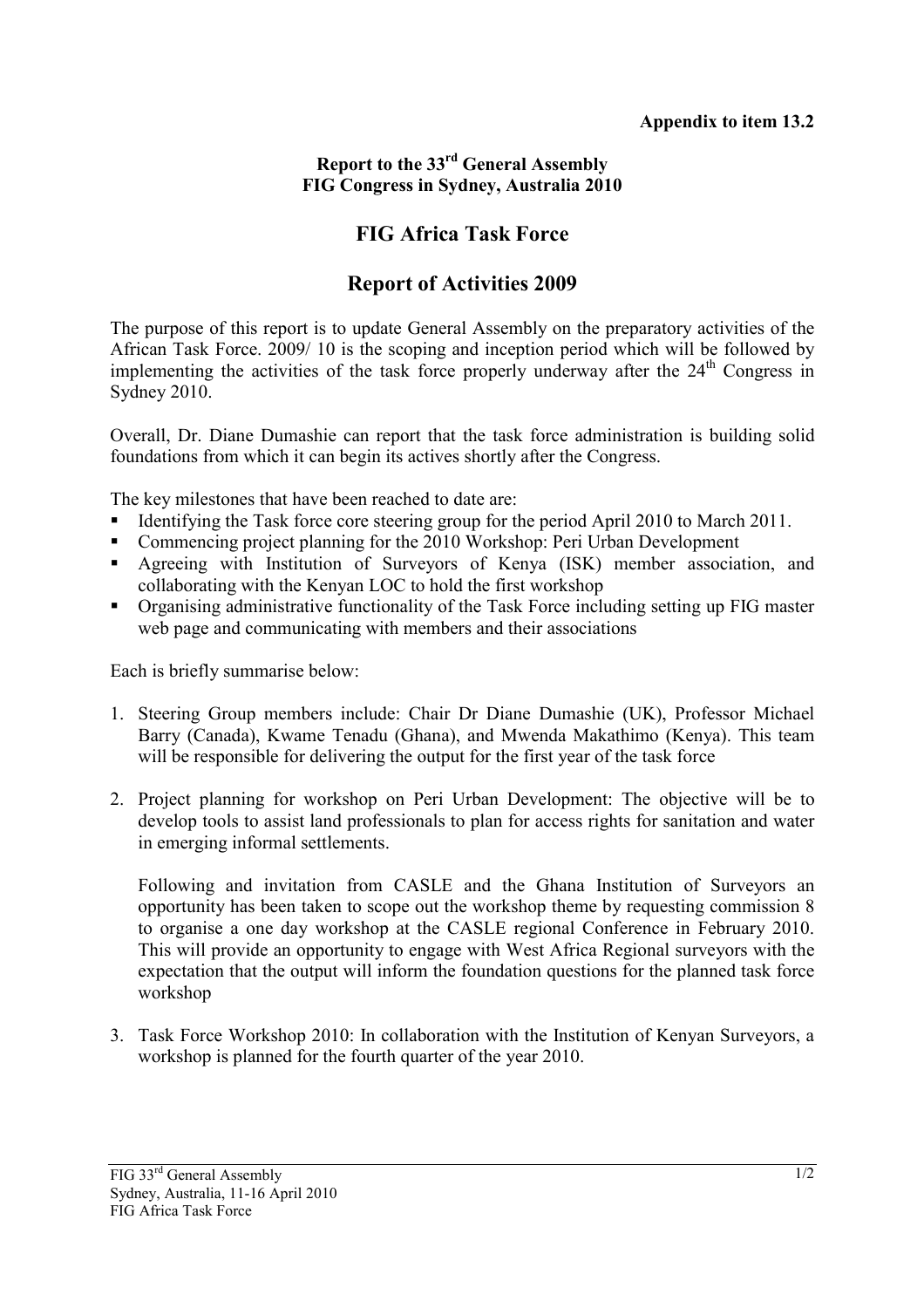**Appendix to item 13.2**

**Report to the 33rd General Assembly**
**FIG Congress in Sydney, Australia 2010**

# FIG Africa Task Force

## Report of Activities 2009

The purpose of this report is to update General Assembly on the preparatory activities of the African Task Force. 2009/ 10 is the scoping and inception period which will be followed by implementing the activities of the task force properly underway after the 24th Congress in Sydney 2010.

Overall, Dr. Diane Dumashie can report that the task force administration is building solid foundations from which it can begin its actives shortly after the Congress.

The key milestones that have been reached to date are:

- Identifying the Task force core steering group for the period April 2010 to March 2011.
- Commencing project planning for the 2010 Workshop: Peri Urban Development
- Agreeing with Institution of Surveyors of Kenya (ISK) member association, and collaborating with the Kenyan LOC to hold the first workshop
- Organising administrative functionality of the Task Force including setting up FIG master web page and communicating with members and their associations

Each is briefly summarise below:

1. Steering Group members include: Chair Dr Diane Dumashie (UK), Professor Michael Barry (Canada), Kwame Tenadu (Ghana), and Mwenda Makathimo (Kenya). This team will be responsible for delivering the output for the first year of the task force

2. Project planning for workshop on Peri Urban Development: The objective will be to develop tools to assist land professionals to plan for access rights for sanitation and water in emerging informal settlements.

   Following and invitation from CASLE and the Ghana Institution of Surveyors an opportunity has been taken to scope out the workshop theme by requesting commission 8 to organise a one day workshop at the CASLE regional Conference in February 2010. This will provide an opportunity to engage with West Africa Regional surveyors with the expectation that the output will inform the foundation questions for the planned task force workshop

3. Task Force Workshop 2010: In collaboration with the Institution of Kenyan Surveyors, a workshop is planned for the fourth quarter of the year 2010.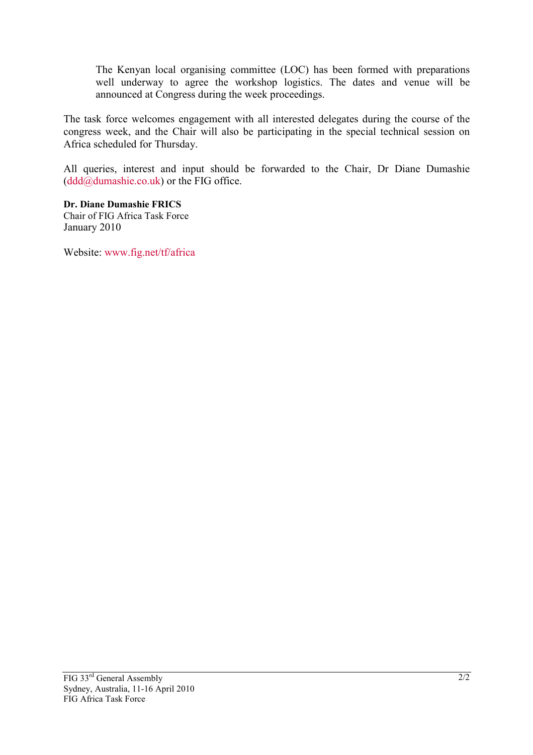The Kenyan local organising committee (LOC) has been formed with preparations well underway to agree the workshop logistics. The dates and venue will be announced at Congress during the week proceedings.

The task force welcomes engagement with all interested delegates during the course of the congress week, and the Chair will also be participating in the special technical session on Africa scheduled for Thursday.

All queries, interest and input should be forwarded to the Chair, Dr Diane Dumashie (ddd@dumashie.co.uk) or the FIG office.

**Dr. Diane Dumashie FRICS**
Chair of FIG Africa Task Force
January 2010

Website: www.fig.net/tf/africa